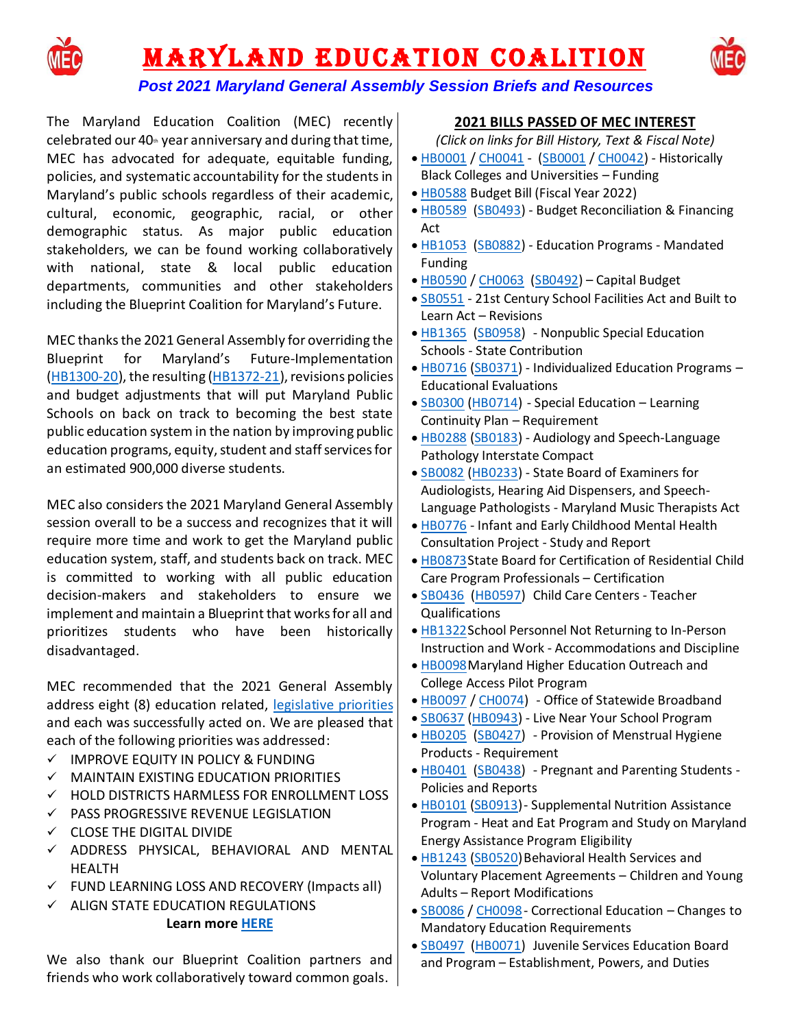# MARYLAND EDUCATION COALITION

***Post 2021 Maryland General Assembly Session Briefs and Resources***

The Maryland Education Coalition (MEC) recently celebrated our 40th year anniversary and during that time, MEC has advocated for adequate, equitable funding, policies, and systematic accountability for the students in Maryland's public schools regardless of their academic, cultural, economic, geographic, racial, or other demographic status. As major public education stakeholders, we can be found working collaboratively with national, state & local public education departments, communities and other stakeholders including the Blueprint Coalition for Maryland's Future.

MEC thanks the 2021 General Assembly for overriding the Blueprint for Maryland's Future-Implementation (HB1300-20), the resulting (HB1372-21), revisions policies and budget adjustments that will put Maryland Public Schools on back on track to becoming the best state public education system in the nation by improving public education programs, equity, student and staff services for an estimated 900,000 diverse students.

MEC also considers the 2021 Maryland General Assembly session overall to be a success and recognizes that it will require more time and work to get the Maryland public education system, staff, and students back on track. MEC is committed to working with all public education decision-makers and stakeholders to ensure we implement and maintain a Blueprint that works for all and prioritizes students who have been historically disadvantaged.

MEC recommended that the 2021 General Assembly address eight (8) education related, legislative priorities and each was successfully acted on. We are pleased that each of the following priorities was addressed:

- ✓ IMPROVE EQUITY IN POLICY & FUNDING
- ✓ MAINTAIN EXISTING EDUCATION PRIORITIES
- ✓ HOLD DISTRICTS HARMLESS FOR ENROLLMENT LOSS
- ✓ PASS PROGRESSIVE REVENUE LEGISLATION
- ✓ CLOSE THE DIGITAL DIVIDE
- ✓ ADDRESS PHYSICAL, BEHAVIORAL AND MENTAL HEALTH
- ✓ FUND LEARNING LOSS AND RECOVERY (Impacts all)
- ✓ ALIGN STATE EDUCATION REGULATIONS

**Learn more HERE**

We also thank our Blueprint Coalition partners and friends who work collaboratively toward common goals.

## 2021 BILLS PASSED OF MEC INTEREST

*(Click on links for Bill History, Text & Fiscal Note)*

- HB0001 / CH0041 - (SB0001 / CH0042) - Historically Black Colleges and Universities – Funding
- HB0588 Budget Bill (Fiscal Year 2022)
- HB0589 (SB0493) - Budget Reconciliation & Financing Act
- HB1053 (SB0882) - Education Programs - Mandated Funding
- HB0590 / CH0063 (SB0492) – Capital Budget
- SB0551 - 21st Century School Facilities Act and Built to Learn Act – Revisions
- HB1365 (SB0958) - Nonpublic Special Education Schools - State Contribution
- HB0716 (SB0371) - Individualized Education Programs – Educational Evaluations
- SB0300 (HB0714) - Special Education – Learning Continuity Plan – Requirement
- HB0288 (SB0183) - Audiology and Speech-Language Pathology Interstate Compact
- SB0082 (HB0233) - State Board of Examiners for Audiologists, Hearing Aid Dispensers, and Speech-Language Pathologists - Maryland Music Therapists Act
- HB0776 - Infant and Early Childhood Mental Health Consultation Project - Study and Report
- HB0873 State Board for Certification of Residential Child Care Program Professionals – Certification
- SB0436 (HB0597) Child Care Centers - Teacher Qualifications
- HB1322 School Personnel Not Returning to In-Person Instruction and Work - Accommodations and Discipline
- HB0098 Maryland Higher Education Outreach and College Access Pilot Program
- HB0097 / CH0074) - Office of Statewide Broadband
- SB0637 (HB0943) - Live Near Your School Program
- HB0205 (SB0427) - Provision of Menstrual Hygiene Products - Requirement
- HB0401 (SB0438) - Pregnant and Parenting Students - Policies and Reports
- HB0101 (SB0913) - Supplemental Nutrition Assistance Program - Heat and Eat Program and Study on Maryland Energy Assistance Program Eligibility
- HB1243 (SB0520) Behavioral Health Services and Voluntary Placement Agreements – Children and Young Adults – Report Modifications
- SB0086 / CH0098 - Correctional Education – Changes to Mandatory Education Requirements
- SB0497 (HB0071) Juvenile Services Education Board and Program – Establishment, Powers, and Duties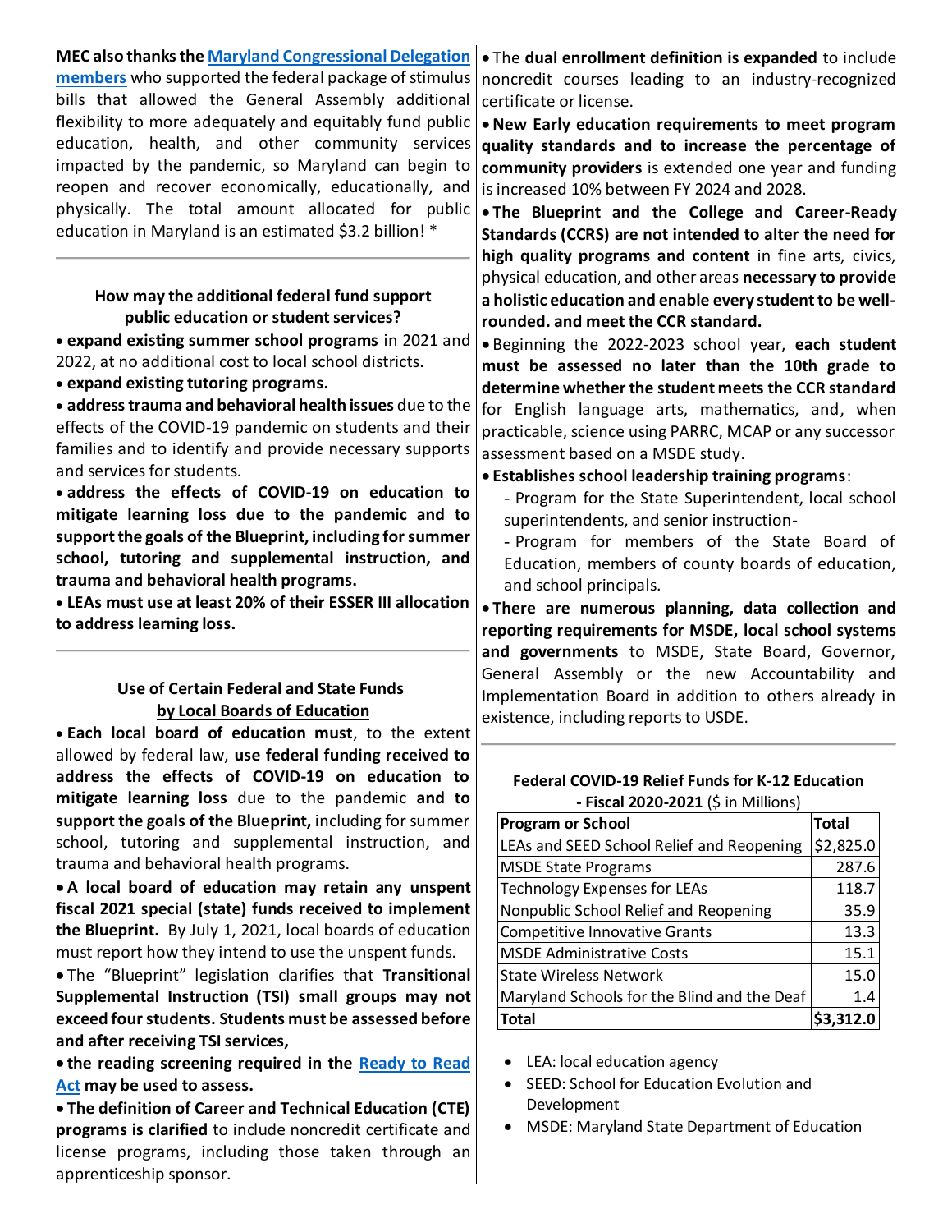**MEC also thanks the Maryland Congressional Delegation members** who supported the federal package of stimulus bills that allowed the General Assembly additional flexibility to more adequately and equitably fund public education, health, and other community services impacted by the pandemic, so Maryland can begin to reopen and recover economically, educationally, and physically. The total amount allocated for public education in Maryland is an estimated $3.2 billion! *

---

### How may the additional federal fund support public education or student services?

- **expand existing summer school programs** in 2021 and 2022, at no additional cost to local school districts.
- **expand existing tutoring programs.**
- **address trauma and behavioral health issues** due to the effects of the COVID-19 pandemic on students and their families and to identify and provide necessary supports and services for students.
- **address the effects of COVID-19 on education to mitigate learning loss due to the pandemic and to support the goals of the Blueprint, including for summer school, tutoring and supplemental instruction, and trauma and behavioral health programs.**
- **LEAs must use at least 20% of their ESSER III allocation to address learning loss.**

---

### Use of Certain Federal and State Funds by Local Boards of Education

- **Each local board of education must**, to the extent allowed by federal law, **use federal funding received to address the effects of COVID-19 on education to mitigate learning loss** due to the pandemic **and to support the goals of the Blueprint,** including for summer school, tutoring and supplemental instruction, and trauma and behavioral health programs.
- **A local board of education may retain any unspent fiscal 2021 special (state) funds received to implement the Blueprint.** By July 1, 2021, local boards of education must report how they intend to use the unspent funds.
- The "Blueprint" legislation clarifies that **Transitional Supplemental Instruction (TSI) small groups may not exceed four students. Students must be assessed before and after receiving TSI services,**
- **the reading screening required in the Ready to Read Act may be used to assess.**
- **The definition of Career and Technical Education (CTE) programs is clarified** to include noncredit certificate and license programs, including those taken through an apprenticeship sponsor.
- The **dual enrollment definition is expanded** to include noncredit courses leading to an industry-recognized certificate or license.
- **New Early education requirements to meet program quality standards and to increase the percentage of community providers** is extended one year and funding is increased 10% between FY 2024 and 2028.
- **The Blueprint and the College and Career-Ready Standards (CCRS) are not intended to alter the need for high quality programs and content** in fine arts, civics, physical education, and other areas **necessary to provide a holistic education and enable every student to be well-rounded. and meet the CCR standard.**
- Beginning the 2022-2023 school year, **each student must be assessed no later than the 10th grade to determine whether the student meets the CCR standard** for English language arts, mathematics, and, when practicable, science using PARRC, MCAP or any successor assessment based on a MSDE study.
- **Establishes school leadership training programs**:
  - Program for the State Superintendent, local school superintendents, and senior instruction-
  - Program for members of the State Board of Education, members of county boards of education, and school principals.
- **There are numerous planning, data collection and reporting requirements for MSDE, local school systems and governments** to MSDE, State Board, Governor, General Assembly or the new Accountability and Implementation Board in addition to others already in existence, including reports to USDE.

---

**Federal COVID-19 Relief Funds for K-12 Education - Fiscal 2020-2021** ($ in Millions)

| Program or School | Total |
|---|---|
| LEAs and SEED School Relief and Reopening | $2,825.0 |
| MSDE State Programs | 287.6 |
| Technology Expenses for LEAs | 118.7 |
| Nonpublic School Relief and Reopening | 35.9 |
| Competitive Innovative Grants | 13.3 |
| MSDE Administrative Costs | 15.1 |
| State Wireless Network | 15.0 |
| Maryland Schools for the Blind and the Deaf | 1.4 |
| **Total** | **$3,312.0** |

- LEA: local education agency
- SEED: School for Education Evolution and Development
- MSDE: Maryland State Department of Education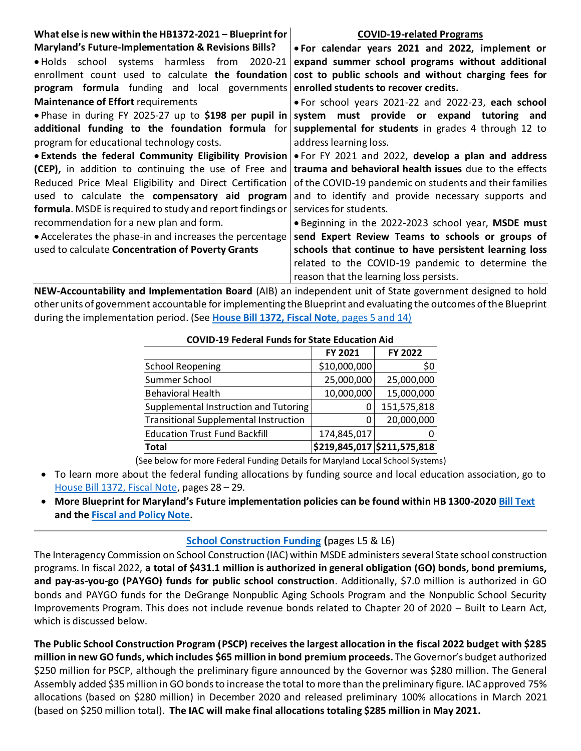**What else is new within the HB1372-2021 – Blueprint for Maryland's Future-Implementation & Revisions Bills?**

- Holds school systems harmless from 2020-21 enrollment count used to calculate **the foundation program formula** funding and local governments **Maintenance of Effort** requirements
- Phase in during FY 2025-27 up to **$198 per pupil in additional funding to the foundation formula** for program for educational technology costs.
- **Extends the federal Community Eligibility Provision (CEP),** in addition to continuing the use of Free and Reduced Price Meal Eligibility and Direct Certification used to calculate the **compensatory aid program formula**. MSDE is required to study and report findings or recommendation for a new plan and form.
- Accelerates the phase-in and increases the percentage used to calculate **Concentration of Poverty Grants**

**COVID-19-related Programs**

- **For calendar years 2021 and 2022, implement or expand summer school programs without additional cost to public schools and without charging fees for enrolled students to recover credits.**
- For school years 2021-22 and 2022-23, **each school system must provide or expand tutoring and supplemental for students** in grades 4 through 12 to address learning loss.
- For FY 2021 and 2022, **develop a plan and address trauma and behavioral health issues** due to the effects of the COVID-19 pandemic on students and their families and to identify and provide necessary supports and services for students.
- Beginning in the 2022-2023 school year, **MSDE must send Expert Review Teams to schools or groups of schools that continue to have persistent learning loss** related to the COVID-19 pandemic to determine the reason that the learning loss persists.

**NEW-Accountability and Implementation Board** (AIB) an independent unit of State government designed to hold other units of government accountable for implementing the Blueprint and evaluating the outcomes of the Blueprint during the implementation period. (See **House Bill 1372, Fiscal Note**, pages 5 and 14)

**COVID-19 Federal Funds for State Education Aid**

| | FY 2021 | FY 2022 |
|---|---|---|
| School Reopening | $10,000,000 | $0 |
| Summer School | 25,000,000 | 25,000,000 |
| Behavioral Health | 10,000,000 | 15,000,000 |
| Supplemental Instruction and Tutoring | 0 | 151,575,818 |
| Transitional Supplemental Instruction | 0 | 20,000,000 |
| Education Trust Fund Backfill | 174,845,017 | 0 |
| **Total** | **$219,845,017** | **$211,575,818** |

(See below for more Federal Funding Details for Maryland Local School Systems)

- To learn more about the federal funding allocations by funding source and local education association, go to House Bill 1372, Fiscal Note, pages 28 – 29.
- **More Blueprint for Maryland's Future implementation policies can be found within HB 1300-2020 Bill Text and the Fiscal and Policy Note.**

---

**School Construction Funding (**pages L5 & L6)

The Interagency Commission on School Construction (IAC) within MSDE administers several State school construction programs. In fiscal 2022, **a total of $431.1 million is authorized in general obligation (GO) bonds, bond premiums, and pay-as-you-go (PAYGO) funds for public school construction**. Additionally, $7.0 million is authorized in GO bonds and PAYGO funds for the DeGrange Nonpublic Aging Schools Program and the Nonpublic School Security Improvements Program. This does not include revenue bonds related to Chapter 20 of 2020 – Built to Learn Act, which is discussed below.

**The Public School Construction Program (PSCP) receives the largest allocation in the fiscal 2022 budget with $285 million in new GO funds, which includes $65 million in bond premium proceeds.** The Governor's budget authorized $250 million for PSCP, although the preliminary figure announced by the Governor was $280 million. The General Assembly added $35 million in GO bonds to increase the total to more than the preliminary figure. IAC approved 75% allocations (based on $280 million) in December 2020 and released preliminary 100% allocations in March 2021 (based on $250 million total). **The IAC will make final allocations totaling $285 million in May 2021.**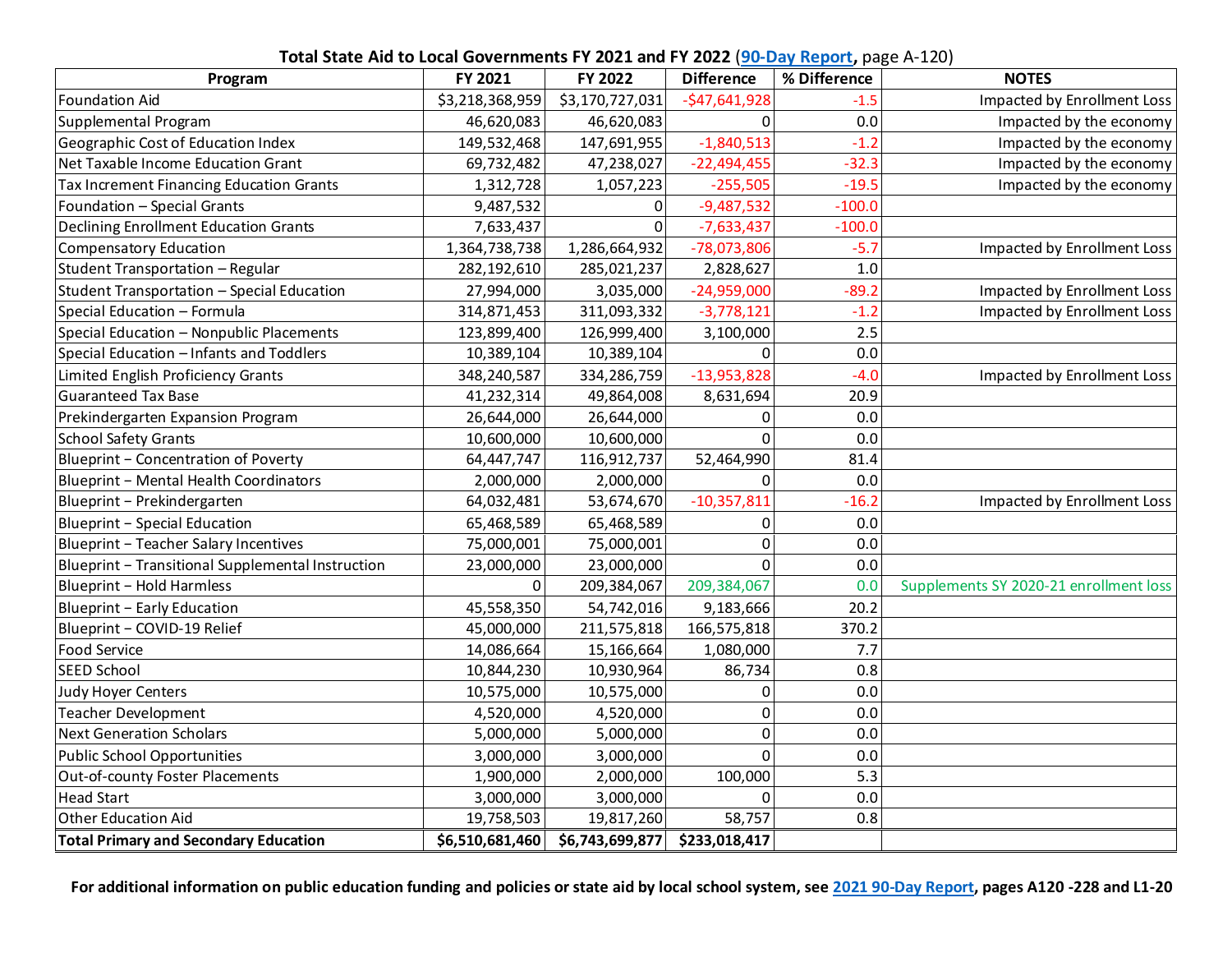**Total State Aid to Local Governments FY 2021 and FY 2022** (90-Day Report, page A-120)

| Program | FY 2021 | FY 2022 | Difference | % Difference | NOTES |
|---|---|---|---|---|---|
| Foundation Aid | $3,218,368,959 | $3,170,727,031 | -$47,641,928 | -1.5 | Impacted by Enrollment Loss |
| Supplemental Program | 46,620,083 | 46,620,083 | 0 | 0.0 | Impacted by the economy |
| Geographic Cost of Education Index | 149,532,468 | 147,691,955 | -1,840,513 | -1.2 | Impacted by the economy |
| Net Taxable Income Education Grant | 69,732,482 | 47,238,027 | -22,494,455 | -32.3 | Impacted by the economy |
| Tax Increment Financing Education Grants | 1,312,728 | 1,057,223 | -255,505 | -19.5 | Impacted by the economy |
| Foundation – Special Grants | 9,487,532 | 0 | -9,487,532 | -100.0 | |
| Declining Enrollment Education Grants | 7,633,437 | 0 | -7,633,437 | -100.0 | |
| Compensatory Education | 1,364,738,738 | 1,286,664,932 | -78,073,806 | -5.7 | Impacted by Enrollment Loss |
| Student Transportation – Regular | 282,192,610 | 285,021,237 | 2,828,627 | 1.0 | |
| Student Transportation – Special Education | 27,994,000 | 3,035,000 | -24,959,000 | -89.2 | Impacted by Enrollment Loss |
| Special Education – Formula | 314,871,453 | 311,093,332 | -3,778,121 | -1.2 | Impacted by Enrollment Loss |
| Special Education – Nonpublic Placements | 123,899,400 | 126,999,400 | 3,100,000 | 2.5 | |
| Special Education – Infants and Toddlers | 10,389,104 | 10,389,104 | 0 | 0.0 | |
| Limited English Proficiency Grants | 348,240,587 | 334,286,759 | -13,953,828 | -4.0 | Impacted by Enrollment Loss |
| Guaranteed Tax Base | 41,232,314 | 49,864,008 | 8,631,694 | 20.9 | |
| Prekindergarten Expansion Program | 26,644,000 | 26,644,000 | 0 | 0.0 | |
| School Safety Grants | 10,600,000 | 10,600,000 | 0 | 0.0 | |
| Blueprint – Concentration of Poverty | 64,447,747 | 116,912,737 | 52,464,990 | 81.4 | |
| Blueprint – Mental Health Coordinators | 2,000,000 | 2,000,000 | 0 | 0.0 | |
| Blueprint – Prekindergarten | 64,032,481 | 53,674,670 | -10,357,811 | -16.2 | Impacted by Enrollment Loss |
| Blueprint – Special Education | 65,468,589 | 65,468,589 | 0 | 0.0 | |
| Blueprint – Teacher Salary Incentives | 75,000,001 | 75,000,001 | 0 | 0.0 | |
| Blueprint – Transitional Supplemental Instruction | 23,000,000 | 23,000,000 | 0 | 0.0 | |
| Blueprint – Hold Harmless | 0 | 209,384,067 | 209,384,067 | 0.0 | Supplements SY 2020-21 enrollment loss |
| Blueprint – Early Education | 45,558,350 | 54,742,016 | 9,183,666 | 20.2 | |
| Blueprint – COVID-19 Relief | 45,000,000 | 211,575,818 | 166,575,818 | 370.2 | |
| Food Service | 14,086,664 | 15,166,664 | 1,080,000 | 7.7 | |
| SEED School | 10,844,230 | 10,930,964 | 86,734 | 0.8 | |
| Judy Hoyer Centers | 10,575,000 | 10,575,000 | 0 | 0.0 | |
| Teacher Development | 4,520,000 | 4,520,000 | 0 | 0.0 | |
| Next Generation Scholars | 5,000,000 | 5,000,000 | 0 | 0.0 | |
| Public School Opportunities | 3,000,000 | 3,000,000 | 0 | 0.0 | |
| Out-of-county Foster Placements | 1,900,000 | 2,000,000 | 100,000 | 5.3 | |
| Head Start | 3,000,000 | 3,000,000 | 0 | 0.0 | |
| Other Education Aid | 19,758,503 | 19,817,260 | 58,757 | 0.8 | |
| **Total Primary and Secondary Education** | **$6,510,681,460** | **$6,743,699,877** | **$233,018,417** | | |

**For additional information on public education funding and policies or state aid by local school system, see 2021 90-Day Report, pages A120 -228 and L1-20**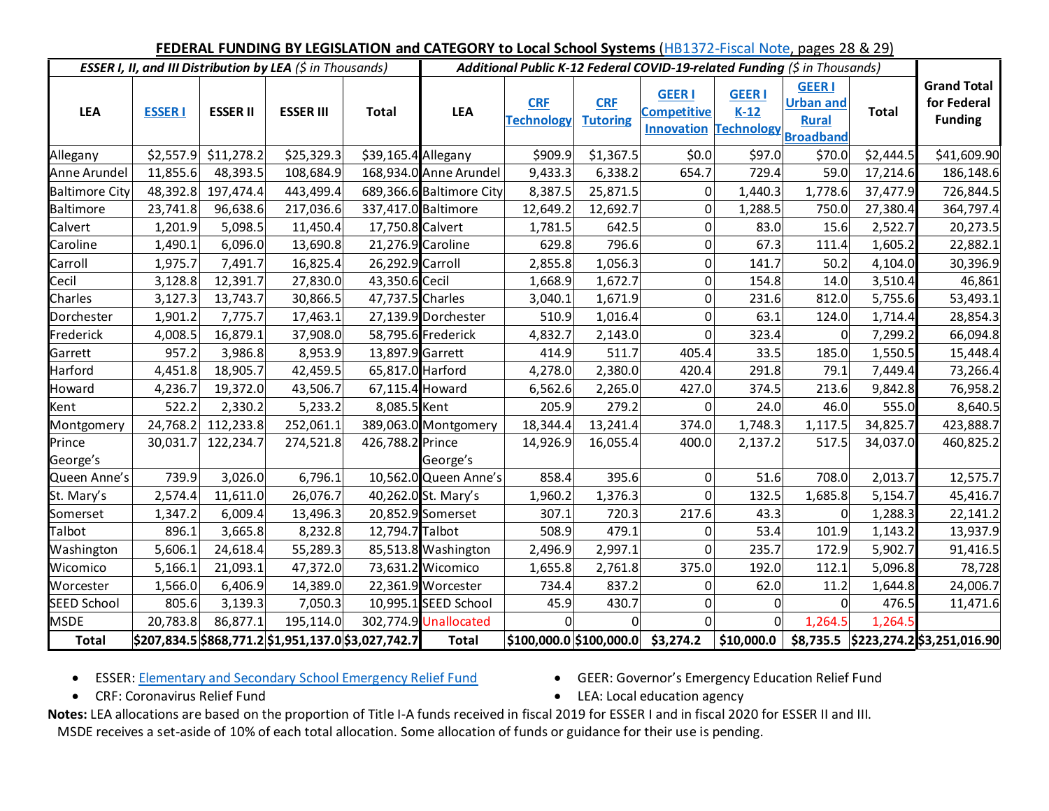**FEDERAL FUNDING BY LEGISLATION and CATEGORY to Local School Systems** (HB1372-Fiscal Note, pages 28 & 29)

| *ESSER I, II, and III Distribution by LEA ($ in Thousands)* | | | | | *Additional Public K-12 Federal COVID-19-related Funding ($ in Thousands)* | | | | | | | |
|---|---|---|---|---|---|---|---|---|---|---|---|---|
| **LEA** | **ESSER I** | **ESSER II** | **ESSER III** | **Total** | **LEA** | **CRF Technology** | **CRF Tutoring** | **GEER I Competitive Innovation** | **GEER I K-12 Technology** | **GEER I Urban and Rural Broadband** | **Total** | **Grand Total for Federal Funding** |
| Allegany | $2,557.9 | $11,278.2 | $25,329.3 | $39,165.4 | Allegany | $909.9 | $1,367.5 | $0.0 | $97.0 | $70.0 | $2,444.5 | $41,609.90 |
| Anne Arundel | 11,855.6 | 48,393.5 | 108,684.9 | 168,934.0 | Anne Arundel | 9,433.3 | 6,338.2 | 654.7 | 729.4 | 59.0 | 17,214.6 | 186,148.6 |
| Baltimore City | 48,392.8 | 197,474.4 | 443,499.4 | 689,366.6 | Baltimore City | 8,387.5 | 25,871.5 | 0 | 1,440.3 | 1,778.6 | 37,477.9 | 726,844.5 |
| Baltimore | 23,741.8 | 96,638.6 | 217,036.6 | 337,417.0 | Baltimore | 12,649.2 | 12,692.7 | 0 | 1,288.5 | 750.0 | 27,380.4 | 364,797.4 |
| Calvert | 1,201.9 | 5,098.5 | 11,450.4 | 17,750.8 | Calvert | 1,781.5 | 642.5 | 0 | 83.0 | 15.6 | 2,522.7 | 20,273.5 |
| Caroline | 1,490.1 | 6,096.0 | 13,690.8 | 21,276.9 | Caroline | 629.8 | 796.6 | 0 | 67.3 | 111.4 | 1,605.2 | 22,882.1 |
| Carroll | 1,975.7 | 7,491.7 | 16,825.4 | 26,292.9 | Carroll | 2,855.8 | 1,056.3 | 0 | 141.7 | 50.2 | 4,104.0 | 30,396.9 |
| Cecil | 3,128.8 | 12,391.7 | 27,830.0 | 43,350.6 | Cecil | 1,668.9 | 1,672.7 | 0 | 154.8 | 14.0 | 3,510.4 | 46,861 |
| Charles | 3,127.3 | 13,743.7 | 30,866.5 | 47,737.5 | Charles | 3,040.1 | 1,671.9 | 0 | 231.6 | 812.0 | 5,755.6 | 53,493.1 |
| Dorchester | 1,901.2 | 7,775.7 | 17,463.1 | 27,139.9 | Dorchester | 510.9 | 1,016.4 | 0 | 63.1 | 124.0 | 1,714.4 | 28,854.3 |
| Frederick | 4,008.5 | 16,879.1 | 37,908.0 | 58,795.6 | Frederick | 4,832.7 | 2,143.0 | 0 | 323.4 | 0 | 7,299.2 | 66,094.8 |
| Garrett | 957.2 | 3,986.8 | 8,953.9 | 13,897.9 | Garrett | 414.9 | 511.7 | 405.4 | 33.5 | 185.0 | 1,550.5 | 15,448.4 |
| Harford | 4,451.8 | 18,905.7 | 42,459.5 | 65,817.0 | Harford | 4,278.0 | 2,380.0 | 420.4 | 291.8 | 79.1 | 7,449.4 | 73,266.4 |
| Howard | 4,236.7 | 19,372.0 | 43,506.7 | 67,115.4 | Howard | 6,562.6 | 2,265.0 | 427.0 | 374.5 | 213.6 | 9,842.8 | 76,958.2 |
| Kent | 522.2 | 2,330.2 | 5,233.2 | 8,085.5 | Kent | 205.9 | 279.2 | 0 | 24.0 | 46.0 | 555.0 | 8,640.5 |
| Montgomery | 24,768.2 | 112,233.8 | 252,061.1 | 389,063.0 | Montgomery | 18,344.4 | 13,241.4 | 374.0 | 1,748.3 | 1,117.5 | 34,825.7 | 423,888.7 |
| Prince George's | 30,031.7 | 122,234.7 | 274,521.8 | 426,788.2 | Prince George's | 14,926.9 | 16,055.4 | 400.0 | 2,137.2 | 517.5 | 34,037.0 | 460,825.2 |
| Queen Anne's | 739.9 | 3,026.0 | 6,796.1 | 10,562.0 | Queen Anne's | 858.4 | 395.6 | 0 | 51.6 | 708.0 | 2,013.7 | 12,575.7 |
| St. Mary's | 2,574.4 | 11,611.0 | 26,076.7 | 40,262.0 | St. Mary's | 1,960.2 | 1,376.3 | 0 | 132.5 | 1,685.8 | 5,154.7 | 45,416.7 |
| Somerset | 1,347.2 | 6,009.4 | 13,496.3 | 20,852.9 | Somerset | 307.1 | 720.3 | 217.6 | 43.3 | 0 | 1,288.3 | 22,141.2 |
| Talbot | 896.1 | 3,665.8 | 8,232.8 | 12,794.7 | Talbot | 508.9 | 479.1 | 0 | 53.4 | 101.9 | 1,143.2 | 13,937.9 |
| Washington | 5,606.1 | 24,618.4 | 55,289.3 | 85,513.8 | Washington | 2,496.9 | 2,997.1 | 0 | 235.7 | 172.9 | 5,902.7 | 91,416.5 |
| Wicomico | 5,166.1 | 21,093.1 | 47,372.0 | 73,631.2 | Wicomico | 1,655.8 | 2,761.8 | 375.0 | 192.0 | 112.1 | 5,096.8 | 78,728 |
| Worcester | 1,566.0 | 6,406.9 | 14,389.0 | 22,361.9 | Worcester | 734.4 | 837.2 | 0 | 62.0 | 11.2 | 1,644.8 | 24,006.7 |
| SEED School | 805.6 | 3,139.3 | 7,050.3 | 10,995.1 | SEED School | 45.9 | 430.7 | 0 | 0 | 0 | 476.5 | 11,471.6 |
| MSDE | 20,783.8 | 86,877.1 | 195,114.0 | 302,774.9 | Unallocated | 0 | 0 | 0 | 0 | 1,264.5 | 1,264.5 | |
| **Total** | **$207,834.5** | **$868,771.2** | **$1,951,137.0** | **$3,027,742.7** | **Total** | **$100,000.0** | **$100,000.0** | **$3,274.2** | **$10,000.0** | **$8,735.5** | **$223,274.2** | **$3,251,016.90** |

- ESSER: Elementary and Secondary School Emergency Relief Fund
- CRF: Coronavirus Relief Fund
- GEER: Governor's Emergency Education Relief Fund
- LEA: Local education agency

**Notes:** LEA allocations are based on the proportion of Title I-A funds received in fiscal 2019 for ESSER I and in fiscal 2020 for ESSER II and III. MSDE receives a set-aside of 10% of each total allocation. Some allocation of funds or guidance for their use is pending.